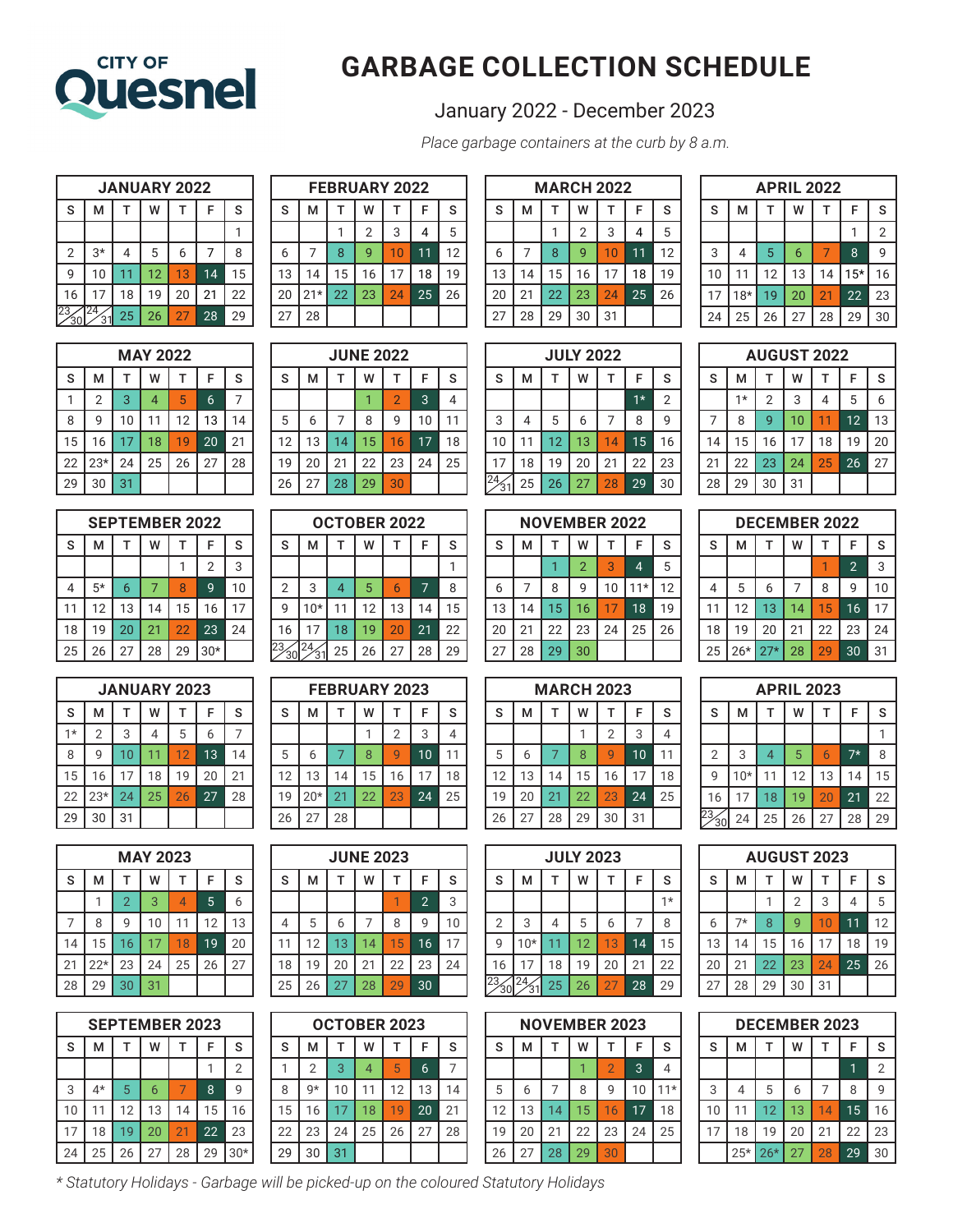# CITY OF Quesnel

# GARBAGE COLLECTION SCHEDULE

January 2022 - December 2023

*Place garbage containers at the curb by 8 a.m.*

### JANUARY 2022

| S | M | T | W | T | F | S |
|---|---|---|---|---|---|---|
| | | | | | | 1 |
| 2 | 3* | 4 | 5 | 6 | 7 | 8 |
| 9 | 10 | 11 | 12 | 13 | 14 | 15 |
| 16 | 17 | 18 | 19 | 20 | 21 | 22 |
| 23/30 | 24/31 | 25 | 26 | 27 | 28 | 29 |

### FEBRUARY 2022

| S | M | T | W | T | F | S |
|---|---|---|---|---|---|---|
| | | 1 | 2 | 3 | 4 | 5 |
| 6 | 7 | 8 | 9 | 10 | 11 | 12 |
| 13 | 14 | 15 | 16 | 17 | 18 | 19 |
| 20 | 21* | 22 | 23 | 24 | 25 | 26 |
| 27 | 28 | | | | | |

### MARCH 2022

| S | M | T | W | T | F | S |
|---|---|---|---|---|---|---|
| | | 1 | 2 | 3 | 4 | 5 |
| 6 | 7 | 8 | 9 | 10 | 11 | 12 |
| 13 | 14 | 15 | 16 | 17 | 18 | 19 |
| 20 | 21 | 22 | 23 | 24 | 25 | 26 |
| 27 | 28 | 29 | 30 | 31 | | |

### APRIL 2022

| S | M | T | W | T | F | S |
|---|---|---|---|---|---|---|
| | | | | | 1 | 2 |
| 3 | 4 | 5 | 6 | 7 | 8 | 9 |
| 10 | 11 | 12 | 13 | 14 | 15* | 16 |
| 17 | 18* | 19 | 20 | 21 | 22 | 23 |
| 24 | 25 | 26 | 27 | 28 | 29 | 30 |

### MAY 2022

| S | M | T | W | T | F | S |
|---|---|---|---|---|---|---|
| 1 | 2 | 3 | 4 | 5 | 6 | 7 |
| 8 | 9 | 10 | 11 | 12 | 13 | 14 |
| 15 | 16 | 17 | 18 | 19 | 20 | 21 |
| 22 | 23* | 24 | 25 | 26 | 27 | 28 |
| 29 | 30 | 31 | | | | |

### JUNE 2022

| S | M | T | W | T | F | S |
|---|---|---|---|---|---|---|
| | | | 1 | 2 | 3 | 4 |
| 5 | 6 | 7 | 8 | 9 | 10 | 11 |
| 12 | 13 | 14 | 15 | 16 | 17 | 18 |
| 19 | 20 | 21 | 22 | 23 | 24 | 25 |
| 26 | 27 | 28 | 29 | 30 | | |

### JULY 2022

| S | M | T | W | T | F | S |
|---|---|---|---|---|---|---|
| | | | | | 1* | 2 |
| 3 | 4 | 5 | 6 | 7 | 8 | 9 |
| 10 | 11 | 12 | 13 | 14 | 15 | 16 |
| 17 | 18 | 19 | 20 | 21 | 22 | 23 |
| 24/31 | 25 | 26 | 27 | 28 | 29 | 30 |

### AUGUST 2022

| S | M | T | W | T | F | S |
|---|---|---|---|---|---|---|
| | 1* | 2 | 3 | 4 | 5 | 6 |
| 7 | 8 | 9 | 10 | 11 | 12 | 13 |
| 14 | 15 | 16 | 17 | 18 | 19 | 20 |
| 21 | 22 | 23 | 24 | 25 | 26 | 27 |
| 28 | 29 | 30 | 31 | | | |

### SEPTEMBER 2022

| S | M | T | W | T | F | S |
|---|---|---|---|---|---|---|
| | | | | 1 | 2 | 3 |
| 4 | 5* | 6 | 7 | 8 | 9 | 10 |
| 11 | 12 | 13 | 14 | 15 | 16 | 17 |
| 18 | 19 | 20 | 21 | 22 | 23 | 24 |
| 25 | 26 | 27 | 28 | 29 | 30* | |

### OCTOBER 2022

| S | M | T | W | T | F | S |
|---|---|---|---|---|---|---|
| | | | | | | 1 |
| 2 | 3 | 4 | 5 | 6 | 7 | 8 |
| 9 | 10* | 11 | 12 | 13 | 14 | 15 |
| 16 | 17 | 18 | 19 | 20 | 21 | 22 |
| 23/30 | 24/31 | 25 | 26 | 27 | 28 | 29 |

### NOVEMBER 2022

| S | M | T | W | T | F | S |
|---|---|---|---|---|---|---|
| | | 1 | 2 | 3 | 4 | 5 |
| 6 | 7 | 8 | 9 | 10 | 11* | 12 |
| 13 | 14 | 15 | 16 | 17 | 18 | 19 |
| 20 | 21 | 22 | 23 | 24 | 25 | 26 |
| 27 | 28 | 29 | 30 | | | |

### DECEMBER 2022

| S | M | T | W | T | F | S |
|---|---|---|---|---|---|---|
| | | | | 1 | 2 | 3 |
| 4 | 5 | 6 | 7 | 8 | 9 | 10 |
| 11 | 12 | 13 | 14 | 15 | 16 | 17 |
| 18 | 19 | 20 | 21 | 22 | 23 | 24 |
| 25 | 26* | 27* | 28 | 29 | 30 | 31 |

### JANUARY 2023

| S | M | T | W | T | F | S |
|---|---|---|---|---|---|---|
| 1* | 2 | 3 | 4 | 5 | 6 | 7 |
| 8 | 9 | 10 | 11 | 12 | 13 | 14 |
| 15 | 16 | 17 | 18 | 19 | 20 | 21 |
| 22 | 23* | 24 | 25 | 26 | 27 | 28 |
| 29 | 30 | 31 | | | | |

### FEBRUARY 2023

| S | M | T | W | T | F | S |
|---|---|---|---|---|---|---|
| | | | 1 | 2 | 3 | 4 |
| 5 | 6 | 7 | 8 | 9 | 10 | 11 |
| 12 | 13 | 14 | 15 | 16 | 17 | 18 |
| 19 | 20* | 21 | 22 | 23 | 24 | 25 |
| 26 | 27 | 28 | | | | |

### MARCH 2023

| S | M | T | W | T | F | S |
|---|---|---|---|---|---|---|
| | | | 1 | 2 | 3 | 4 |
| 5 | 6 | 7 | 8 | 9 | 10 | 11 |
| 12 | 13 | 14 | 15 | 16 | 17 | 18 |
| 19 | 20 | 21 | 22 | 23 | 24 | 25 |
| 26 | 27 | 28 | 29 | 30 | 31 | |

### APRIL 2023

| S | M | T | W | T | F | S |
|---|---|---|---|---|---|---|
| | | | | | | 1 |
| 2 | 3 | 4 | 5 | 6 | 7* | 8 |
| 9 | 10* | 11 | 12 | 13 | 14 | 15 |
| 16 | 17 | 18 | 19 | 20 | 21 | 22 |
| 23/30 | 24 | 25 | 26 | 27 | 28 | 29 |

### MAY 2023

| S | M | T | W | T | F | S |
|---|---|---|---|---|---|---|
| | 1 | 2 | 3 | 4 | 5 | 6 |
| 7 | 8 | 9 | 10 | 11 | 12 | 13 |
| 14 | 15 | 16 | 17 | 18 | 19 | 20 |
| 21 | 22* | 23 | 24 | 25 | 26 | 27 |
| 28 | 29 | 30 | 31 | | | |

### JUNE 2023

| S | M | T | W | T | F | S |
|---|---|---|---|---|---|---|
| | | | | 1 | 2 | 3 |
| 4 | 5 | 6 | 7 | 8 | 9 | 10 |
| 11 | 12 | 13 | 14 | 15 | 16 | 17 |
| 18 | 19 | 20 | 21 | 22 | 23 | 24 |
| 25 | 26 | 27 | 28 | 29 | 30 | |

### JULY 2023

| S | M | T | W | T | F | S |
|---|---|---|---|---|---|---|
| | | | | | | 1* |
| 2 | 3 | 4 | 5 | 6 | 7 | 8 |
| 9 | 10* | 11 | 12 | 13 | 14 | 15 |
| 16 | 17 | 18 | 19 | 20 | 21 | 22 |
| 23/30 | 24/31 | 25 | 26 | 27 | 28 | 29 |

### AUGUST 2023

| S | M | T | W | T | F | S |
|---|---|---|---|---|---|---|
| | | 1 | 2 | 3 | 4 | 5 |
| 6 | 7* | 8 | 9 | 10 | 11 | 12 |
| 13 | 14 | 15 | 16 | 17 | 18 | 19 |
| 20 | 21 | 22 | 23 | 24 | 25 | 26 |
| 27 | 28 | 29 | 30 | 31 | | |

### SEPTEMBER 2023

| S | M | T | W | T | F | S |
|---|---|---|---|---|---|---|
| | | | | | 1 | 2 |
| 3 | 4* | 5 | 6 | 7 | 8 | 9 |
| 10 | 11 | 12 | 13 | 14 | 15 | 16 |
| 17 | 18 | 19 | 20 | 21 | 22 | 23 |
| 24 | 25 | 26 | 27 | 28 | 29 | 30* |

### OCTOBER 2023

| S | M | T | W | T | F | S |
|---|---|---|---|---|---|---|
| 1 | 2 | 3 | 4 | 5 | 6 | 7 |
| 8 | 9* | 10 | 11 | 12 | 13 | 14 |
| 15 | 16 | 17 | 18 | 19 | 20 | 21 |
| 22 | 23 | 24 | 25 | 26 | 27 | 28 |
| 29 | 30 | 31 | | | | |

### NOVEMBER 2023

| S | M | T | W | T | F | S |
|---|---|---|---|---|---|---|
| | | | 1 | 2 | 3 | 4 |
| 5 | 6 | 7 | 8 | 9 | 10 | 11* |
| 12 | 13 | 14 | 15 | 16 | 17 | 18 |
| 19 | 20 | 21 | 22 | 23 | 24 | 25 |
| 26 | 27 | 28 | 29 | 30 | | |

### DECEMBER 2023

| S | M | T | W | T | F | S |
|---|---|---|---|---|---|---|
| | | | | | 1 | 2 |
| 3 | 4 | 5 | 6 | 7 | 8 | 9 |
| 10 | 11 | 12 | 13 | 14 | 15 | 16 |
| 17 | 18 | 19 | 20 | 21 | 22 | 23 |
| 24/31 | 25* | 26* | 27 | 28 | 29 | 30 |

*\* Statutory Holidays - Garbage will be picked-up on the coloured Statutory Holidays*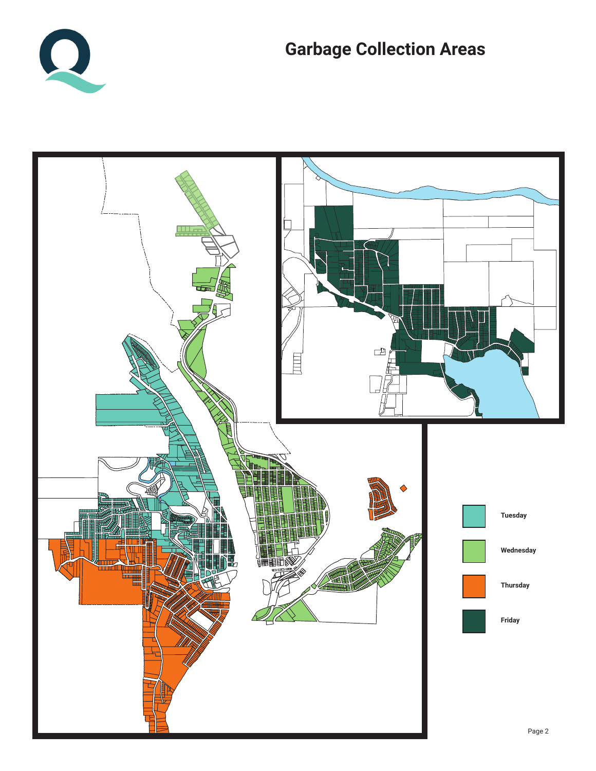# Garbage Collection Areas

Tuesday

Wednesday

Thursday

Friday